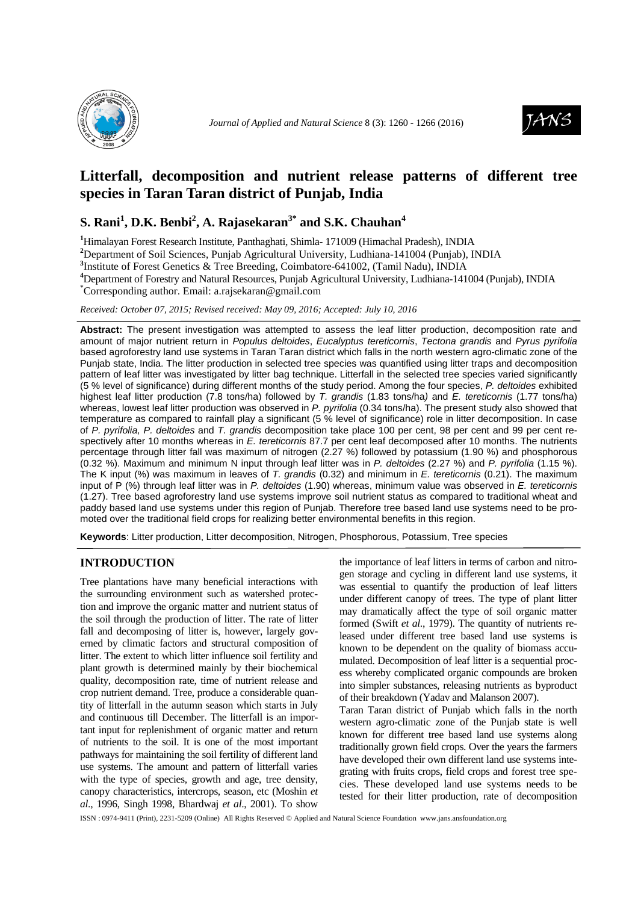# Litterfall, decomposition and nutrient release patterns of different tree species in Taran Taran district of Punjab, India

**S. Rani[1], D.K. Benbi[2], A. Rajasekaran[3*] and S.K. Chauhan[4]**

[1]Himalayan Forest Research Institute, Panthaghati, Shimla- 171009 (Himachal Pradesh), INDIA
[2]Department of Soil Sciences, Punjab Agricultural University, Ludhiana-141004 (Punjab), INDIA
[3]Institute of Forest Genetics & Tree Breeding, Coimbatore-641002, (Tamil Nadu), INDIA
[4]Department of Forestry and Natural Resources, Punjab Agricultural University, Ludhiana-141004 (Punjab), INDIA
[*]Corresponding author. Email: a.rajsekaran@gmail.com

*Received: October 07, 2015; Revised received: May 09, 2016; Accepted: July 10, 2016*

**Abstract:** The present investigation was attempted to assess the leaf litter production, decomposition rate and amount of major nutrient return in *Populus deltoides*, *Eucalyptus tereticornis*, *Tectona grandis* and *Pyrus pyrifolia* based agroforestry land use systems in Taran Taran district which falls in the north western agro-climatic zone of the Punjab state, India. The litter production in selected tree species was quantified using litter traps and decomposition pattern of leaf litter was investigated by litter bag technique. Litterfall in the selected tree species varied significantly (5 % level of significance) during different months of the study period. Among the four species, *P. deltoides* exhibited highest leaf litter production (7.8 tons/ha) followed by *T. grandis* (1.83 tons/ha) and *E. tereticornis* (1.77 tons/ha) whereas, lowest leaf litter production was observed in *P. pyrifolia* (0.34 tons/ha). The present study also showed that temperature as compared to rainfall play a significant (5 % level of significance) role in litter decomposition. In case of *P. pyrifolia, P. deltoides* and *T. grandis* decomposition take place 100 per cent, 98 per cent and 99 per cent respectively after 10 months whereas in *E. tereticornis* 87.7 per cent leaf decomposed after 10 months. The nutrients percentage through litter fall was maximum of nitrogen (2.27 %) followed by potassium (1.90 %) and phosphorous (0.32 %). Maximum and minimum N input through leaf litter was in *P. deltoides* (2.27 %) and *P. pyrifolia* (1.15 %). The K input (%) was maximum in leaves of *T. grandis* (0.32) and minimum in *E. tereticornis* (0.21). The maximum input of P (%) through leaf litter was in *P. deltoides* (1.90) whereas, minimum value was observed in *E. tereticornis* (1.27). Tree based agroforestry land use systems improve soil nutrient status as compared to traditional wheat and paddy based land use systems under this region of Punjab. Therefore tree based land use systems need to be promoted over the traditional field crops for realizing better environmental benefits in this region.

**Keywords**: Litter production, Litter decomposition, Nitrogen, Phosphorous, Potassium, Tree species

## INTRODUCTION

Tree plantations have many beneficial interactions with the surrounding environment such as watershed protection and improve the organic matter and nutrient status of the soil through the production of litter. The rate of litter fall and decomposing of litter is, however, largely governed by climatic factors and structural composition of litter. The extent to which litter influence soil fertility and plant growth is determined mainly by their biochemical quality, decomposition rate, time of nutrient release and crop nutrient demand. Tree, produce a considerable quantity of litterfall in the autumn season which starts in July and continuous till December. The litterfall is an important input for replenishment of organic matter and return of nutrients to the soil. It is one of the most important pathways for maintaining the soil fertility of different land use systems. The amount and pattern of litterfall varies with the type of species, growth and age, tree density, canopy characteristics, intercrops, season, etc (Moshin *et al*., 1996, Singh 1998, Bhardwaj *et al*., 2001). To show the importance of leaf litters in terms of carbon and nitrogen storage and cycling in different land use systems, it was essential to quantify the production of leaf litters under different canopy of trees. The type of plant litter may dramatically affect the type of soil organic matter formed (Swift *et al*., 1979). The quantity of nutrients released under different tree based land use systems is known to be dependent on the quality of biomass accumulated. Decomposition of leaf litter is a sequential process whereby complicated organic compounds are broken into simpler substances, releasing nutrients as byproduct of their breakdown (Yadav and Malanson 2007).

Taran Taran district of Punjab which falls in the north western agro-climatic zone of the Punjab state is well known for different tree based land use systems along traditionally grown field crops. Over the years the farmers have developed their own different land use systems integrating with fruits crops, field crops and forest tree species. These developed land use systems needs to be tested for their litter production, rate of decomposition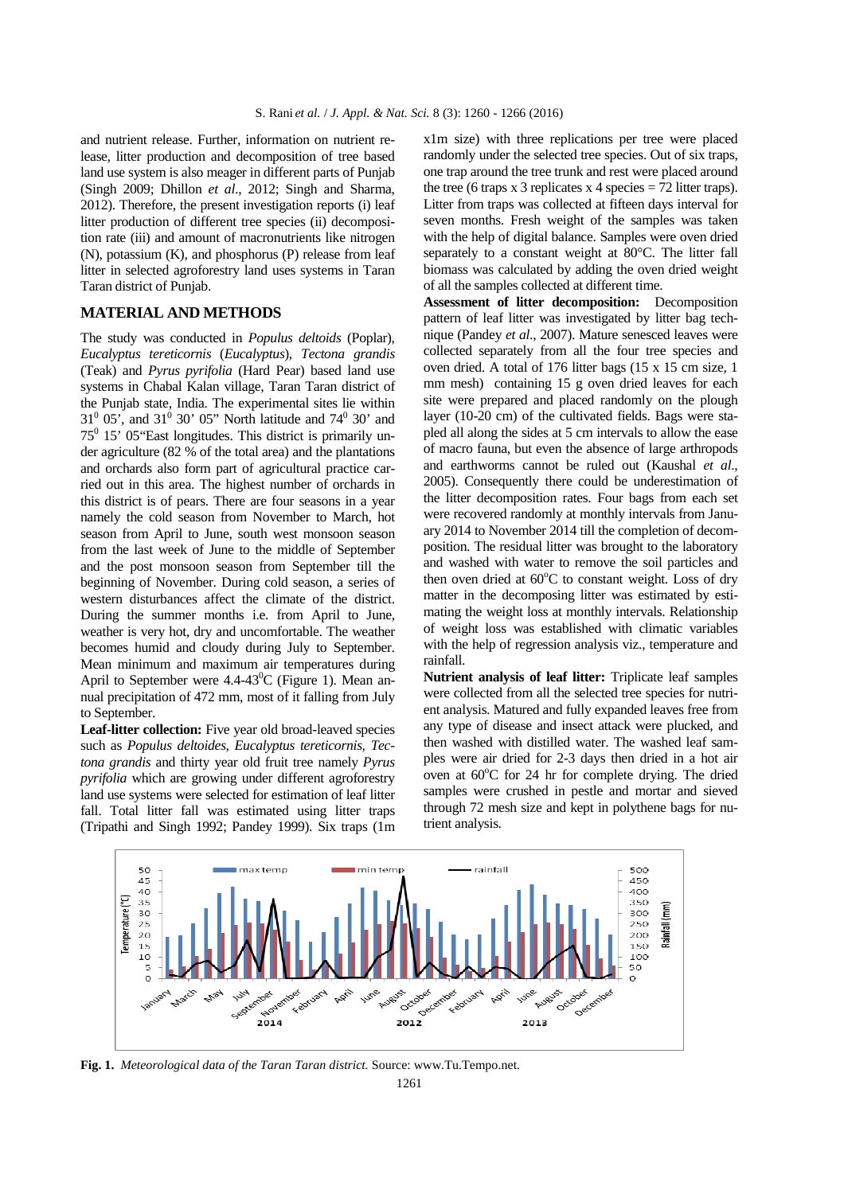and nutrient release. Further, information on nutrient release, litter production and decomposition of tree based land use system is also meager in different parts of Punjab (Singh 2009; Dhillon *et al*., 2012; Singh and Sharma, 2012). Therefore, the present investigation reports (i) leaf litter production of different tree species (ii) decomposition rate (iii) and amount of macronutrients like nitrogen (N), potassium (K), and phosphorus (P) release from leaf litter in selected agroforestry land uses systems in Taran Taran district of Punjab.

## MATERIAL AND METHODS

The study was conducted in *Populus deltoids* (Poplar), *Eucalyptus tereticornis* (*Eucalyptus*), *Tectona grandis* (Teak) and *Pyrus pyrifolia* (Hard Pear) based land use systems in Chabal Kalan village, Taran Taran district of the Punjab state, India. The experimental sites lie within $31^0$ 05', and $31^0$ 30' 05" North latitude and $74^0$ 30' and $75^0$ 15' 05"East longitudes. This district is primarily under agriculture (82 % of the total area) and the plantations and orchards also form part of agricultural practice carried out in this area. The highest number of orchards in this district is of pears. There are four seasons in a year namely the cold season from November to March, hot season from April to June, south west monsoon season from the last week of June to the middle of September and the post monsoon season from September till the beginning of November. During cold season, a series of western disturbances affect the climate of the district. During the summer months i.e. from April to June, weather is very hot, dry and uncomfortable. The weather becomes humid and cloudy during July to September. Mean minimum and maximum air temperatures during April to September were 4.4-43$^0$C (Figure 1). Mean annual precipitation of 472 mm, most of it falling from July to September.

**Leaf-litter collection:** Five year old broad-leaved species such as *Populus deltoides*, *Eucalyptus tereticornis*, *Tectona grandis* and thirty year old fruit tree namely *Pyrus pyrifolia* which are growing under different agroforestry land use systems were selected for estimation of leaf litter fall. Total litter fall was estimated using litter traps (Tripathi and Singh 1992; Pandey 1999). Six traps (1m x1m size) with three replications per tree were placed randomly under the selected tree species. Out of six traps, one trap around the tree trunk and rest were placed around the tree (6 traps x 3 replicates x 4 species = 72 litter traps). Litter from traps was collected at fifteen days interval for seven months. Fresh weight of the samples was taken with the help of digital balance. Samples were oven dried separately to a constant weight at 80°C. The litter fall biomass was calculated by adding the oven dried weight of all the samples collected at different time.

**Assessment of litter decomposition:** Decomposition pattern of leaf litter was investigated by litter bag technique (Pandey *et al*., 2007). Mature senesced leaves were collected separately from all the four tree species and oven dried. A total of 176 litter bags (15 x 15 cm size, 1 mm mesh) containing 15 g oven dried leaves for each site were prepared and placed randomly on the plough layer (10-20 cm) of the cultivated fields. Bags were stapled all along the sides at 5 cm intervals to allow the ease of macro fauna, but even the absence of large arthropods and earthworms cannot be ruled out (Kaushal *et al*., 2005). Consequently there could be underestimation of the litter decomposition rates. Four bags from each set were recovered randomly at monthly intervals from January 2014 to November 2014 till the completion of decomposition. The residual litter was brought to the laboratory and washed with water to remove the soil particles and then oven dried at 60$^o$C to constant weight. Loss of dry matter in the decomposing litter was estimated by estimating the weight loss at monthly intervals. Relationship of weight loss was established with climatic variables with the help of regression analysis viz., temperature and rainfall.

**Nutrient analysis of leaf litter:** Triplicate leaf samples were collected from all the selected tree species for nutrient analysis. Matured and fully expanded leaves free from any type of disease and insect attack were plucked, and then washed with distilled water. The washed leaf samples were air dried for 2-3 days then dried in a hot air oven at 60$^o$C for 24 hr for complete drying. The dried samples were crushed in pestle and mortar and sieved through 72 mesh size and kept in polythene bags for nutrient analysis.

**Fig. 1.** *Meteorological data of the Taran Taran district.* Source: www.Tu.Tempo.net.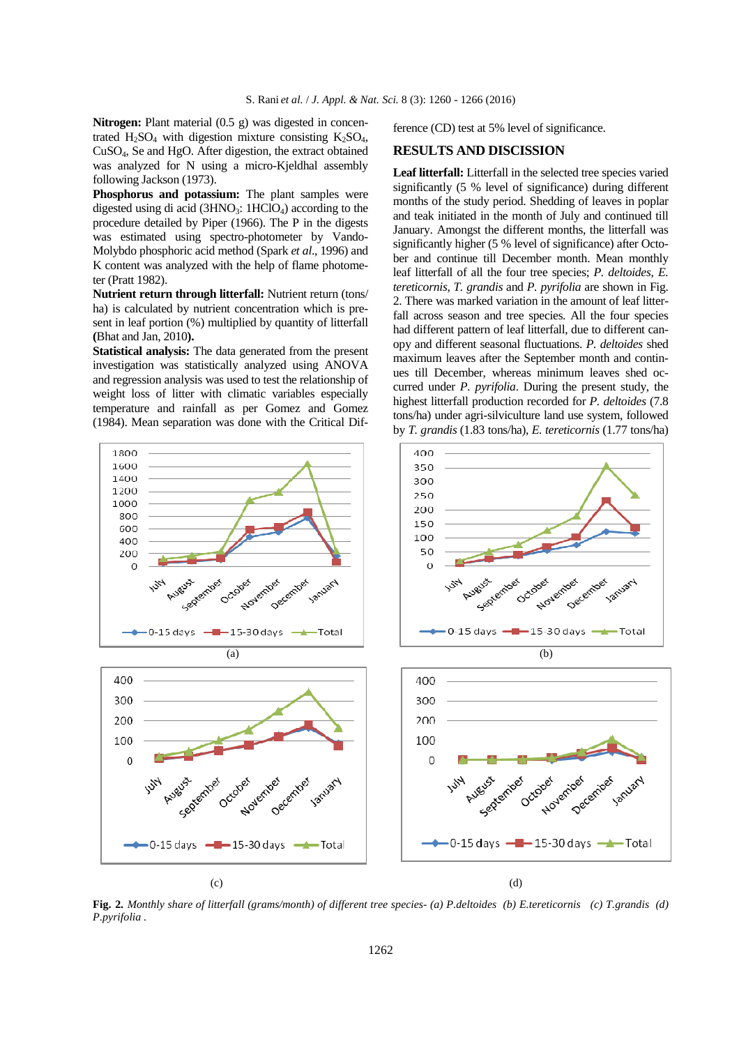**Nitrogen:** Plant material (0.5 g) was digested in concentrated $H_2SO_4$ with digestion mixture consisting $K_2SO_4$, $CuSO_4$, Se and HgO. After digestion, the extract obtained was analyzed for N using a micro-Kjeldhal assembly following Jackson (1973).

**Phosphorus and potassium:** The plant samples were digested using di acid ($3HNO_3$: $1HClO_4$) according to the procedure detailed by Piper (1966). The P in the digests was estimated using spectro-photometer by Vando-Molybdo phosphoric acid method (Spark *et al*., 1996) and K content was analyzed with the help of flame photometer (Pratt 1982).

**Nutrient return through litterfall:** Nutrient return (tons/ha) is calculated by nutrient concentration which is present in leaf portion (%) multiplied by quantity of litterfall **(**Bhat and Jan, 2010**).**

**Statistical analysis:** The data generated from the present investigation was statistically analyzed using ANOVA and regression analysis was used to test the relationship of weight loss of litter with climatic variables especially temperature and rainfall as per Gomez and Gomez (1984). Mean separation was done with the Critical Difference (CD) test at 5% level of significance.

## RESULTS AND DISCUSSION

**Leaf litterfall:** Litterfall in the selected tree species varied significantly (5 % level of significance) during different months of the study period. Shedding of leaves in poplar and teak initiated in the month of July and continued till January. Amongst the different months, the litterfall was significantly higher (5 % level of significance) after October and continue till December month. Mean monthly leaf litterfall of all the four tree species; *P. deltoides*, *E. tereticornis*, *T. grandis* and *P. pyrifolia* are shown in Fig. 2. There was marked variation in the amount of leaf litterfall across season and tree species. All the four species had different pattern of leaf litterfall, due to different canopy and different seasonal fluctuations. *P. deltoides* shed maximum leaves after the September month and continues till December, whereas minimum leaves shed occurred under *P. pyrifolia*. During the present study, the highest litterfall production recorded for *P. deltoides* (7.8 tons/ha) under agri-silviculture land use system, followed by *T. grandis* (1.83 tons/ha), *E. tereticornis* (1.77 tons/ha)

**Fig. 2.** *Monthly share of litterfall (grams/month) of different tree species- (a) P.deltoides (b) E.tereticornis (c) T.grandis (d) P.pyrifolia .*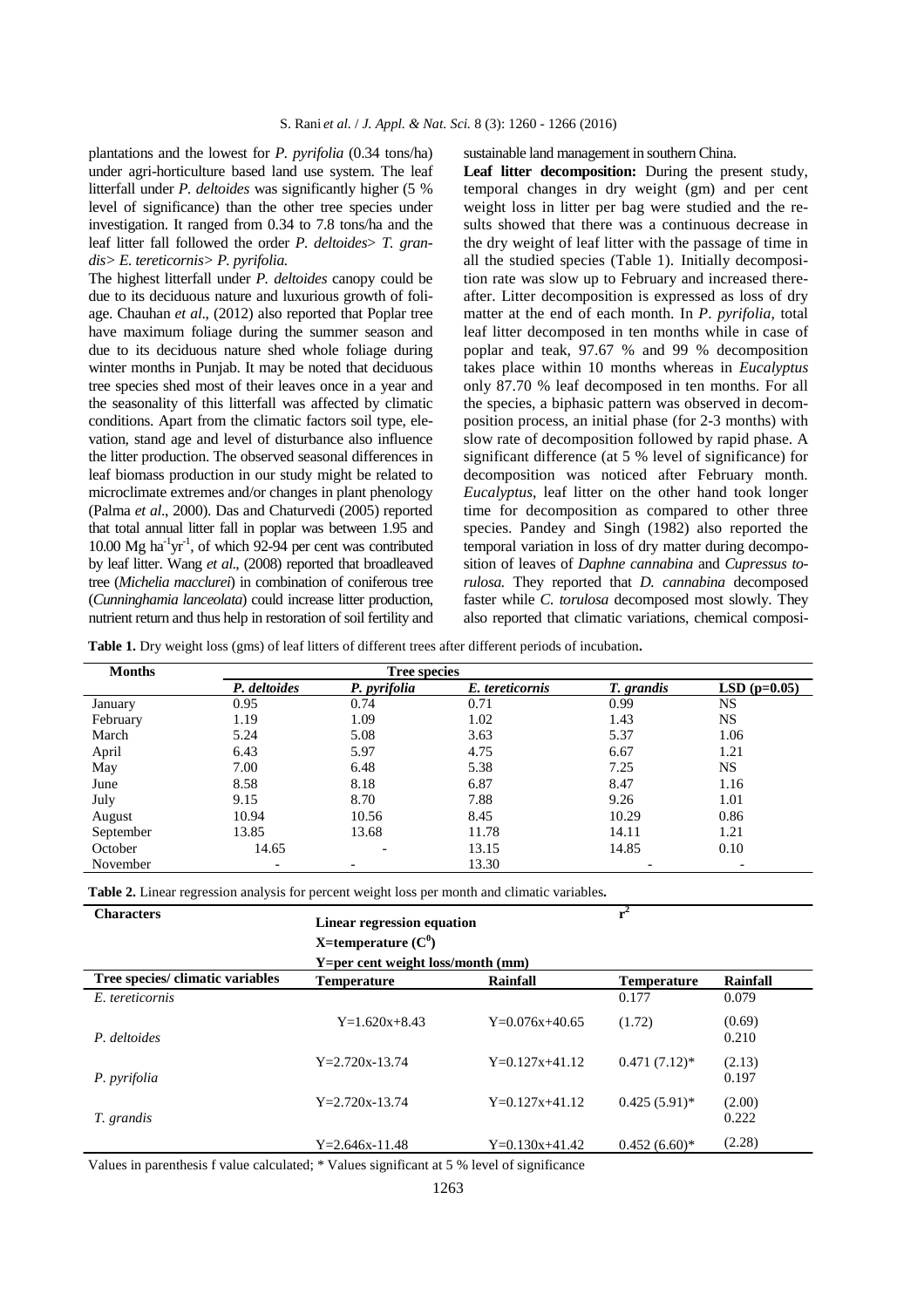plantations and the lowest for *P. pyrifolia* (0.34 tons/ha) under agri-horticulture based land use system. The leaf litterfall under *P. deltoides* was significantly higher (5 % level of significance) than the other tree species under investigation. It ranged from 0.34 to 7.8 tons/ha and the leaf litter fall followed the order *P. deltoides*> *T. grandis*> *E. tereticornis*> *P. pyrifolia.*

The highest litterfall under *P. deltoides* canopy could be due to its deciduous nature and luxurious growth of foliage. Chauhan *et al*., (2012) also reported that Poplar tree have maximum foliage during the summer season and due to its deciduous nature shed whole foliage during winter months in Punjab. It may be noted that deciduous tree species shed most of their leaves once in a year and the seasonality of this litterfall was affected by climatic conditions. Apart from the climatic factors soil type, elevation, stand age and level of disturbance also influence the litter production. The observed seasonal differences in leaf biomass production in our study might be related to microclimate extremes and/or changes in plant phenology (Palma *et al*., 2000). Das and Chaturvedi (2005) reported that total annual litter fall in poplar was between 1.95 and 10.00 Mg $ha^{-1}yr^{-1}$, of which 92-94 per cent was contributed by leaf litter. Wang *et al*., (2008) reported that broadleaved tree (*Michelia macclurei*) in combination of coniferous tree (*Cunninghamia lanceolata*) could increase litter production, nutrient return and thus help in restoration of soil fertility and sustainable land management in southern China.

**Leaf litter decomposition:** During the present study, temporal changes in dry weight (gm) and per cent weight loss in litter per bag were studied and the results showed that there was a continuous decrease in the dry weight of leaf litter with the passage of time in all the studied species (Table 1). Initially decomposition rate was slow up to February and increased thereafter. Litter decomposition is expressed as loss of dry matter at the end of each month. In *P. pyrifolia*, total leaf litter decomposed in ten months while in case of poplar and teak, 97.67 % and 99 % decomposition takes place within 10 months whereas in *Eucalyptus* only 87.70 % leaf decomposed in ten months. For all the species, a biphasic pattern was observed in decomposition process, an initial phase (for 2-3 months) with slow rate of decomposition followed by rapid phase. A significant difference (at 5 % level of significance) for decomposition was noticed after February month. *Eucalyptus*, leaf litter on the other hand took longer time for decomposition as compared to other three species. Pandey and Singh (1982) also reported the temporal variation in loss of dry matter during decomposition of leaves of *Daphne cannabina* and *Cupressus torulosa.* They reported that *D. cannabina* decomposed faster while *C. torulosa* decomposed most slowly. They also reported that climatic variations, chemical composi-

**Table 1.** Dry weight loss (gms) of leaf litters of different trees after different periods of incubation**.**

| Months | Tree species | | | | |
|---|---|---|---|---|---|
| | *P. deltoides* | *P. pyrifolia* | *E. tereticornis* | *T. grandis* | LSD (p=0.05) |
| January | 0.95 | 0.74 | 0.71 | 0.99 | NS |
| February | 1.19 | 1.09 | 1.02 | 1.43 | NS |
| March | 5.24 | 5.08 | 3.63 | 5.37 | 1.06 |
| April | 6.43 | 5.97 | 4.75 | 6.67 | 1.21 |
| May | 7.00 | 6.48 | 5.38 | 7.25 | NS |
| June | 8.58 | 8.18 | 6.87 | 8.47 | 1.16 |
| July | 9.15 | 8.70 | 7.88 | 9.26 | 1.01 |
| August | 10.94 | 10.56 | 8.45 | 10.29 | 0.86 |
| September | 13.85 | 13.68 | 11.78 | 14.11 | 1.21 |
| October | 14.65 | - | 13.15 | 14.85 | 0.10 |
| November | - | - | 13.30 | - | - |

**Table 2.** Linear regression analysis for percent weight loss per month and climatic variables**.**

| Characters | Linear regression equation<br>X=temperature ($C^0$)<br>Y=per cent weight loss/month (mm) | | $r^2$ | |
|---|---|---|---|---|
| Tree species/ climatic variables | Temperature | Rainfall | Temperature | Rainfall |
| *E. tereticornis* | Y=1.620x+8.43 | Y=0.076x+40.65 | 0.177 (1.72) | 0.079 (0.69) |
| *P. deltoides* | Y=2.720x-13.74 | Y=0.127x+41.12 | 0.471 (7.12)* | 0.210 (2.13) |
| *P. pyrifolia* | Y=2.720x-13.74 | Y=0.127x+41.12 | 0.425 (5.91)* | 0.197 (2.00) |
| *T. grandis* | Y=2.646x-11.48 | Y=0.130x+41.42 | 0.452 (6.60)* | 0.222 (2.28) |

Values in parenthesis f value calculated; * Values significant at 5 % level of significance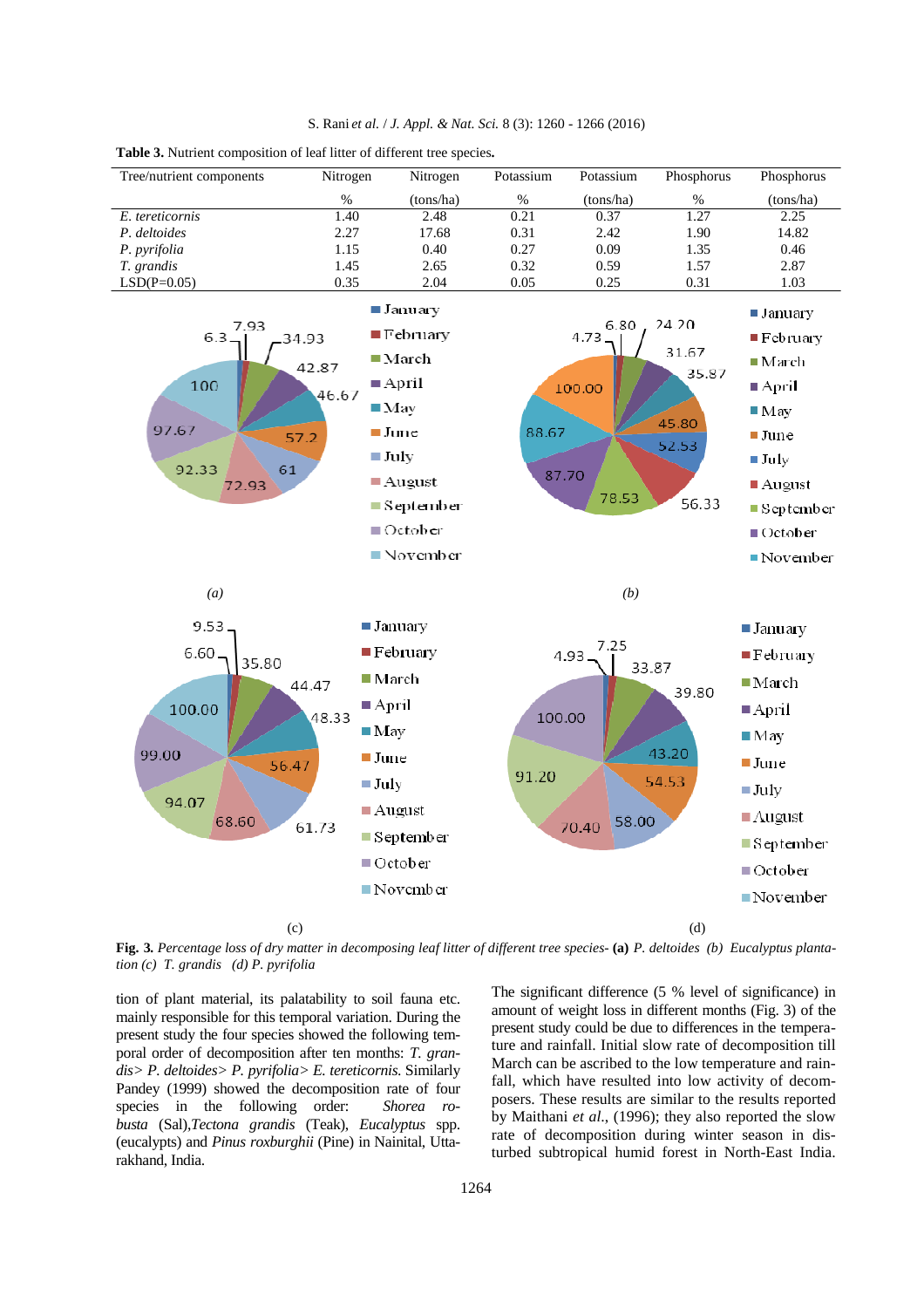**Table 3.** Nutrient composition of leaf litter of different tree species.

| Tree/nutrient components | Nitrogen % | Nitrogen (tons/ha) | Potassium % | Potassium (tons/ha) | Phosphorus % | Phosphorus (tons/ha) |
|---|---|---|---|---|---|---|
| *E. tereticornis* | 1.40 | 2.48 | 0.21 | 0.37 | 1.27 | 2.25 |
| *P. deltoides* | 2.27 | 17.68 | 0.31 | 2.42 | 1.90 | 14.82 |
| *P. pyrifolia* | 1.15 | 0.40 | 0.27 | 0.09 | 1.35 | 0.46 |
| *T. grandis* | 1.45 | 2.65 | 0.32 | 0.59 | 1.57 | 2.87 |
| LSD(P=0.05) | 0.35 | 2.04 | 0.05 | 0.25 | 0.31 | 1.03 |

**Fig. 3.** *Percentage loss of dry matter in decomposing leaf litter of different tree species-* **(a)** *P. deltoides (b) Eucalyptus plantation (c) T. grandis (d) P. pyrifolia*

tion of plant material, its palatability to soil fauna etc. mainly responsible for this temporal variation. During the present study the four species showed the following temporal order of decomposition after ten months: *T. grandis> P. deltoides> P. pyrifolia> E. tereticornis.* Similarly Pandey (1999) showed the decomposition rate of four species in the following order: *Shorea robusta* (Sal),*Tectona grandis* (Teak), *Eucalyptus* spp. (eucalypts) and *Pinus roxburghii* (Pine) in Nainital, Uttarakhand, India.

The significant difference (5 % level of significance) in amount of weight loss in different months (Fig. 3) of the present study could be due to differences in the temperature and rainfall. Initial slow rate of decomposition till March can be ascribed to the low temperature and rainfall, which have resulted into low activity of decomposers. These results are similar to the results reported by Maithani *et al.*, (1996); they also reported the slow rate of decomposition during winter season in disturbed subtropical humid forest in North-East India.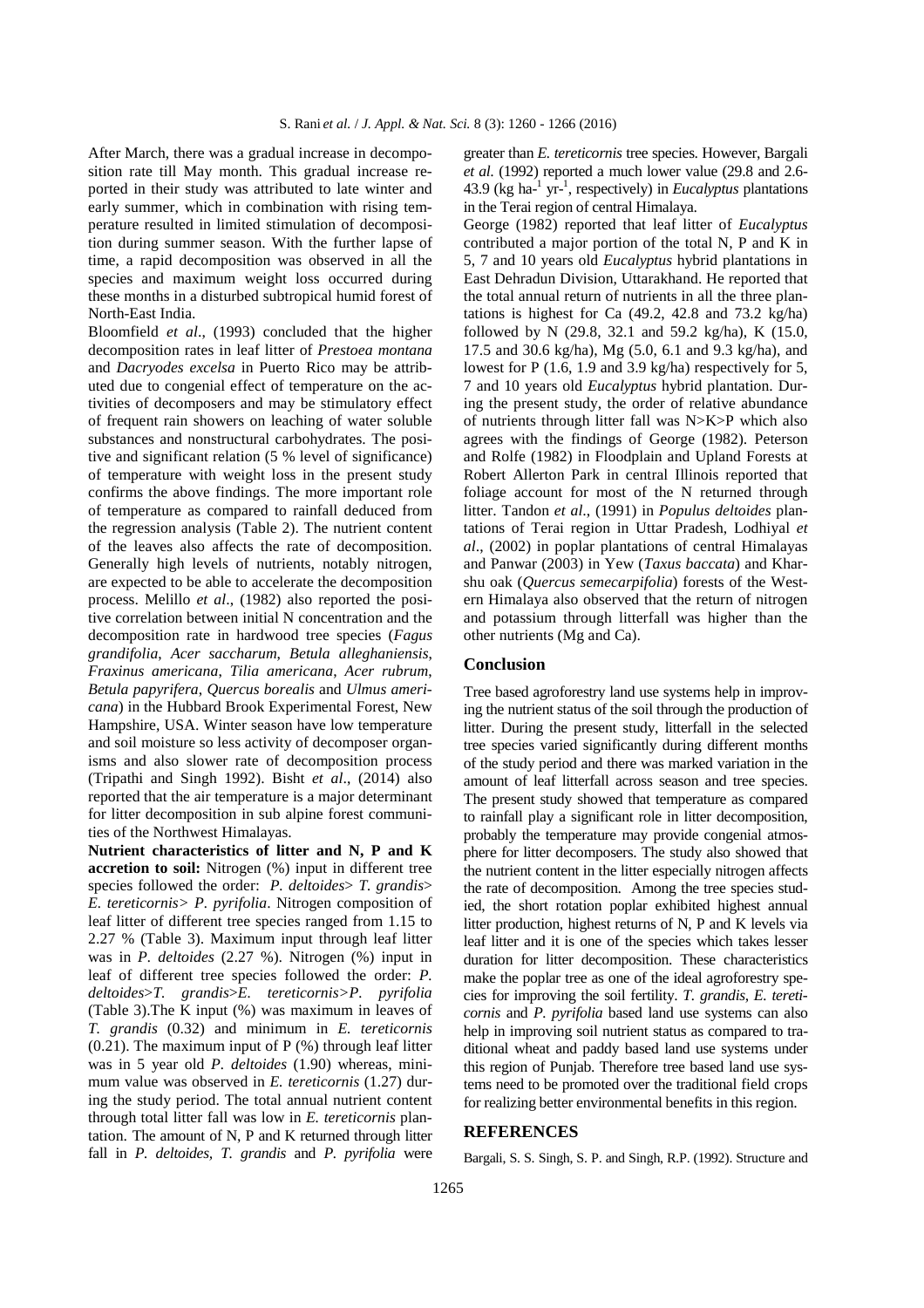After March, there was a gradual increase in decomposition rate till May month. This gradual increase reported in their study was attributed to late winter and early summer, which in combination with rising temperature resulted in limited stimulation of decomposition during summer season. With the further lapse of time, a rapid decomposition was observed in all the species and maximum weight loss occurred during these months in a disturbed subtropical humid forest of North-East India.

Bloomfield *et al*., (1993) concluded that the higher decomposition rates in leaf litter of *Prestoea montana* and *Dacryodes excelsa* in Puerto Rico may be attributed due to congenial effect of temperature on the activities of decomposers and may be stimulatory effect of frequent rain showers on leaching of water soluble substances and nonstructural carbohydrates. The positive and significant relation (5 % level of significance) of temperature with weight loss in the present study confirms the above findings. The more important role of temperature as compared to rainfall deduced from the regression analysis (Table 2). The nutrient content of the leaves also affects the rate of decomposition. Generally high levels of nutrients, notably nitrogen, are expected to be able to accelerate the decomposition process. Melillo *et al*., (1982) also reported the positive correlation between initial N concentration and the decomposition rate in hardwood tree species (*Fagus grandifolia*, *Acer saccharum*, *Betula alleghaniensis*, *Fraxinus americana*, *Tilia americana*, *Acer rubrum*, *Betula papyrifera*, *Quercus borealis* and *Ulmus americana*) in the Hubbard Brook Experimental Forest, New Hampshire, USA. Winter season have low temperature and soil moisture so less activity of decomposer organisms and also slower rate of decomposition process (Tripathi and Singh 1992). Bisht *et al*., (2014) also reported that the air temperature is a major determinant for litter decomposition in sub alpine forest communities of the Northwest Himalayas.

**Nutrient characteristics of litter and N, P and K accretion to soil:** Nitrogen (%) input in different tree species followed the order: *P. deltoides*> *T. grandis*> *E. tereticornis> P. pyrifolia*. Nitrogen composition of leaf litter of different tree species ranged from 1.15 to 2.27 % (Table 3). Maximum input through leaf litter was in *P. deltoides* (2.27 %). Nitrogen (%) input in leaf of different tree species followed the order: *P. deltoides*>*T. grandis*>*E. tereticornis>P. pyrifolia* (Table 3).The K input (%) was maximum in leaves of *T. grandis* (0.32) and minimum in *E. tereticornis* (0.21). The maximum input of P (%) through leaf litter was in 5 year old *P. deltoides* (1.90) whereas, minimum value was observed in *E. tereticornis* (1.27) during the study period. The total annual nutrient content through total litter fall was low in *E. tereticornis* plantation. The amount of N, P and K returned through litter fall in *P. deltoides*, *T. grandis* and *P. pyrifolia* were greater than *E. tereticornis* tree species. However, Bargali *et al.* (1992) reported a much lower value (29.8 and 2.6-43.9 (kg ha-$^{1}$ yr-$^{1}$, respectively) in *Eucalyptus* plantations in the Terai region of central Himalaya.

George (1982) reported that leaf litter of *Eucalyptus* contributed a major portion of the total N, P and K in 5, 7 and 10 years old *Eucalyptus* hybrid plantations in East Dehradun Division, Uttarakhand. He reported that the total annual return of nutrients in all the three plantations is highest for Ca (49.2, 42.8 and 73.2 kg/ha) followed by N (29.8, 32.1 and 59.2 kg/ha), K (15.0, 17.5 and 30.6 kg/ha), Mg (5.0, 6.1 and 9.3 kg/ha), and lowest for P (1.6, 1.9 and 3.9 kg/ha) respectively for 5, 7 and 10 years old *Eucalyptus* hybrid plantation. During the present study, the order of relative abundance of nutrients through litter fall was N>K>P which also agrees with the findings of George (1982). Peterson and Rolfe (1982) in Floodplain and Upland Forests at Robert Allerton Park in central Illinois reported that foliage account for most of the N returned through litter. Tandon *et al*., (1991) in *Populus deltoides* plantations of Terai region in Uttar Pradesh, Lodhiyal *et al*., (2002) in poplar plantations of central Himalayas and Panwar (2003) in Yew (*Taxus baccata*) and Kharshu oak (*Quercus semecarpifolia*) forests of the Western Himalaya also observed that the return of nitrogen and potassium through litterfall was higher than the other nutrients (Mg and Ca).

## Conclusion

Tree based agroforestry land use systems help in improving the nutrient status of the soil through the production of litter. During the present study, litterfall in the selected tree species varied significantly during different months of the study period and there was marked variation in the amount of leaf litterfall across season and tree species. The present study showed that temperature as compared to rainfall play a significant role in litter decomposition, probably the temperature may provide congenial atmosphere for litter decomposers. The study also showed that the nutrient content in the litter especially nitrogen affects the rate of decomposition. Among the tree species studied, the short rotation poplar exhibited highest annual litter production, highest returns of N, P and K levels via leaf litter and it is one of the species which takes lesser duration for litter decomposition. These characteristics make the poplar tree as one of the ideal agroforestry species for improving the soil fertility. *T. grandis*, *E. tereticornis* and *P. pyrifolia* based land use systems can also help in improving soil nutrient status as compared to traditional wheat and paddy based land use systems under this region of Punjab. Therefore tree based land use systems need to be promoted over the traditional field crops for realizing better environmental benefits in this region.

## REFERENCES

Bargali, S. S. Singh, S. P. and Singh, R.P. (1992). Structure and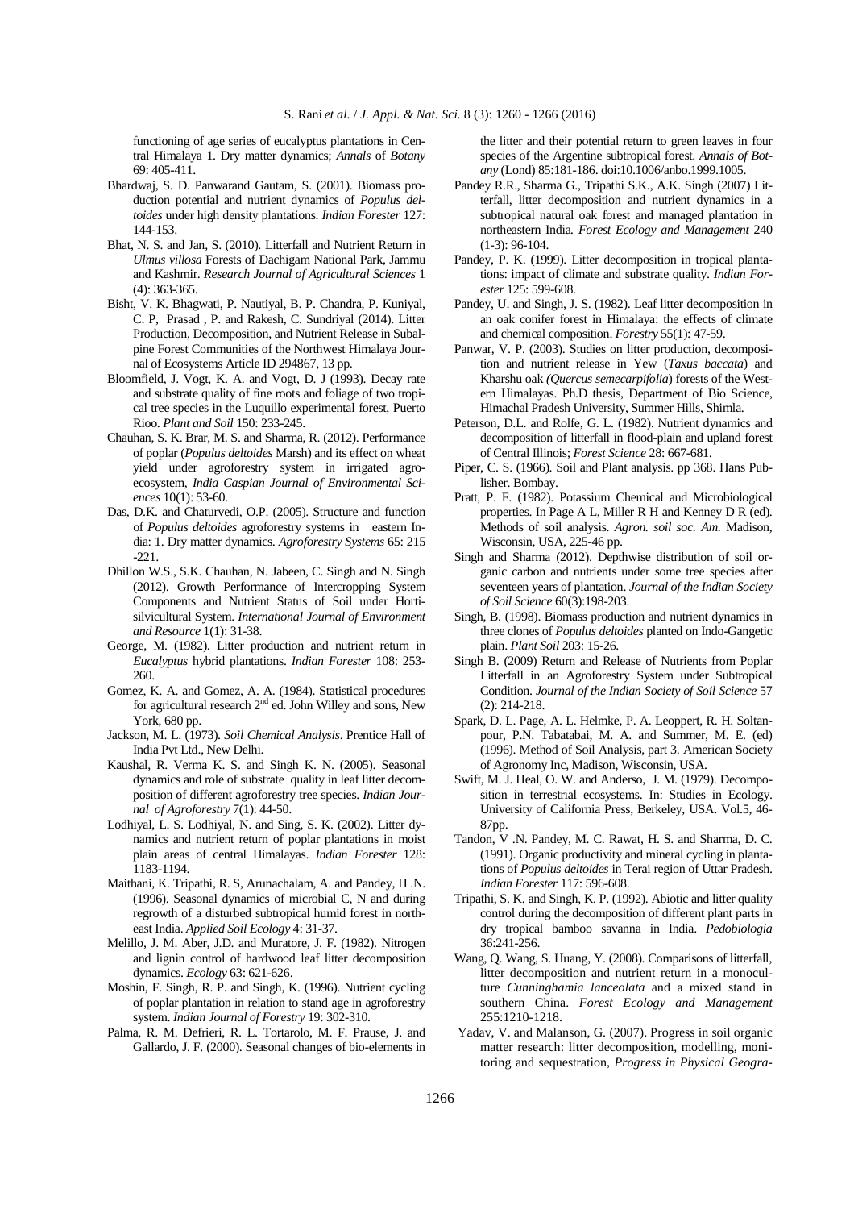functioning of age series of eucalyptus plantations in Central Himalaya 1. Dry matter dynamics; *Annals* of *Botany* 69: 405-411.

Bhardwaj, S. D. Panwarand Gautam, S. (2001). Biomass production potential and nutrient dynamics of *Populus deltoides* under high density plantations. *Indian Forester* 127: 144-153.

Bhat, N. S. and Jan, S. (2010). Litterfall and Nutrient Return in *Ulmus villosa* Forests of Dachigam National Park, Jammu and Kashmir. *Research Journal of Agricultural Sciences* 1 (4): 363-365.

Bisht, V. K. Bhagwati, P. Nautiyal, B. P. Chandra, P. Kuniyal, C. P, Prasad , P. and Rakesh, C. Sundriyal (2014). Litter Production, Decomposition, and Nutrient Release in Subalpine Forest Communities of the Northwest Himalaya Journal of Ecosystems Article ID 294867, 13 pp.

Bloomfield, J. Vogt, K. A. and Vogt, D. J (1993). Decay rate and substrate quality of fine roots and foliage of two tropical tree species in the Luquillo experimental forest, Puerto Rioo. *Plant and Soil* 150: 233-245.

Chauhan, S. K. Brar, M. S. and Sharma, R. (2012). Performance of poplar (*Populus deltoides* Marsh) and its effect on wheat yield under agroforestry system in irrigated agroecosystem, *India Caspian Journal of Environmental Sciences* 10(1): 53-60.

Das, D.K. and Chaturvedi, O.P. (2005). Structure and function of *Populus deltoides* agroforestry systems in eastern India: 1. Dry matter dynamics. *Agroforestry Systems* 65: 215 -221.

Dhillon W.S., S.K. Chauhan, N. Jabeen, C. Singh and N. Singh (2012). Growth Performance of Intercropping System Components and Nutrient Status of Soil under Horti-silvicultural System. *International Journal of Environment and Resource* 1(1): 31-38.

George, M. (1982). Litter production and nutrient return in *Eucalyptus* hybrid plantations. *Indian Forester* 108: 253-260.

Gomez, K. A. and Gomez, A. A. (1984). Statistical procedures for agricultural research 2nd ed. John Willey and sons, New York, 680 pp.

Jackson, M. L. (1973). *Soil Chemical Analysis*. Prentice Hall of India Pvt Ltd., New Delhi.

Kaushal, R. Verma K. S. and Singh K. N. (2005). Seasonal dynamics and role of substrate quality in leaf litter decomposition of different agroforestry tree species. *Indian Journal of Agroforestry* 7(1): 44-50.

Lodhiyal, L. S. Lodhiyal, N. and Sing, S. K. (2002). Litter dynamics and nutrient return of poplar plantations in moist plain areas of central Himalayas. *Indian Forester* 128: 1183-1194.

Maithani, K. Tripathi, R. S, Arunachalam, A. and Pandey, H .N. (1996). Seasonal dynamics of microbial C, N and during regrowth of a disturbed subtropical humid forest in northeast India. *Applied Soil Ecology* 4: 31-37.

Melillo, J. M. Aber, J.D. and Muratore, J. F. (1982). Nitrogen and lignin control of hardwood leaf litter decomposition dynamics. *Ecology* 63: 621-626.

Moshin, F. Singh, R. P. and Singh, K. (1996). Nutrient cycling of poplar plantation in relation to stand age in agroforestry system. *Indian Journal of Forestry* 19: 302-310.

Palma, R. M. Defrieri, R. L. Tortarolo, M. F. Prause, J. and Gallardo, J. F. (2000). Seasonal changes of bio-elements in the litter and their potential return to green leaves in four species of the Argentine subtropical forest. *Annals of Botany* (Lond) 85:181-186. doi:10.1006/anbo.1999.1005.

Pandey R.R., Sharma G., Tripathi S.K., A.K. Singh (2007) Litterfall, litter decomposition and nutrient dynamics in a subtropical natural oak forest and managed plantation in northeastern India*. Forest Ecology and Management* 240 (1-3): 96-104.

Pandey, P. K. (1999). Litter decomposition in tropical plantations: impact of climate and substrate quality. *Indian Forester* 125: 599-608.

Pandey, U. and Singh, J. S. (1982). Leaf litter decomposition in an oak conifer forest in Himalaya: the effects of climate and chemical composition. *Forestry* 55(1): 47-59.

Panwar, V. P. (2003). Studies on litter production, decomposition and nutrient release in Yew (*Taxus baccata*) and Kharshu oak *(Quercus semecarpifolia*) forests of the Western Himalayas. Ph.D thesis, Department of Bio Science, Himachal Pradesh University, Summer Hills, Shimla.

Peterson, D.L. and Rolfe, G. L. (1982). Nutrient dynamics and decomposition of litterfall in flood-plain and upland forest of Central Illinois; *Forest Science* 28: 667-681.

Piper, C. S. (1966). Soil and Plant analysis. pp 368. Hans Publisher. Bombay.

Pratt, P. F. (1982). Potassium Chemical and Microbiological properties. In Page A L, Miller R H and Kenney D R (ed). Methods of soil analysis. *Agron. soil soc. Am.* Madison, Wisconsin, USA, 225-46 pp.

Singh and Sharma (2012). Depthwise distribution of soil organic carbon and nutrients under some tree species after seventeen years of plantation. *Journal of the Indian Society of Soil Science* 60(3):198-203.

Singh, B. (1998). Biomass production and nutrient dynamics in three clones of *Populus deltoides* planted on Indo-Gangetic plain. *Plant Soil* 203: 15-26.

Singh B. (2009) Return and Release of Nutrients from Poplar Litterfall in an Agroforestry System under Subtropical Condition. *Journal of the Indian Society of Soil Science* 57 (2): 214-218.

Spark, D. L. Page, A. L. Helmke, P. A. Leoppert, R. H. Soltanpour, P.N. Tabatabai, M. A. and Summer, M. E. (ed) (1996). Method of Soil Analysis, part 3. American Society of Agronomy Inc, Madison, Wisconsin, USA.

Swift, M. J. Heal, O. W. and Anderso, J. M. (1979). Decomposition in terrestrial ecosystems. In: Studies in Ecology. University of California Press, Berkeley, USA. Vol.5, 46-87pp.

Tandon, V .N. Pandey, M. C. Rawat, H. S. and Sharma, D. C. (1991). Organic productivity and mineral cycling in plantations of *Populus deltoides* in Terai region of Uttar Pradesh. *Indian Forester* 117: 596-608.

Tripathi, S. K. and Singh, K. P. (1992). Abiotic and litter quality control during the decomposition of different plant parts in dry tropical bamboo savanna in India. *Pedobiologia* 36:241-256.

Wang, Q. Wang, S. Huang, Y. (2008). Comparisons of litterfall, litter decomposition and nutrient return in a monoculture *Cunninghamia lanceolata* and a mixed stand in southern China. *Forest Ecology and Management* 255:1210-1218.

Yadav, V. and Malanson, G. (2007). Progress in soil organic matter research: litter decomposition, modelling, monitoring and sequestration, *Progress in Physical Geogra-*